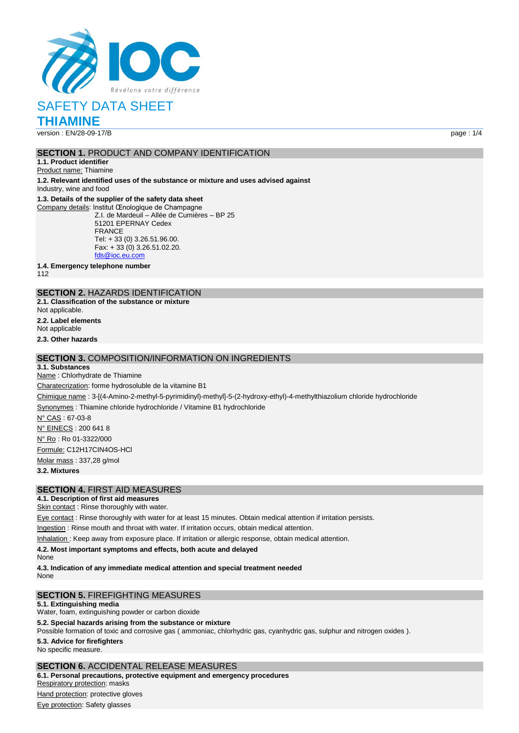# SAFETY DATA SHEET

# THIAMINE

version : EN/28-09-17/B

## SECTION 1. PRODUCT AND COMPANY IDENTIFICATION

**1.1. Product identifier**

Product name: Thiamine

**1.2. Relevant identified uses of the substance or mixture and uses advised against**

Industry, wine and food

**1.3. Details of the supplier of the safety data sheet**

Company details: Institut Œnologique de Champagne
Z.I. de Mardeuil – Allée de Cumières – BP 25
51201 EPERNAY Cedex
FRANCE
Tel: + 33 (0) 3.26.51.96.00.
Fax: + 33 (0) 3.26.51.02.20.
fds@ioc.eu.com

**1.4. Emergency telephone number**

112

## SECTION 2. HAZARDS IDENTIFICATION

**2.1. Classification of the substance or mixture**

Not applicable.

**2.2. Label elements**

Not applicable

**2.3. Other hazards**

## SECTION 3. COMPOSITION/INFORMATION ON INGREDIENTS

**3.1. Substances**

Name : Chlorhydrate de Thiamine

Charatecrization: forme hydrosoluble de la vitamine B1

Chimique name : 3-[(4-Amino-2-methyl-5-pyrimidinyl)-methyl]-5-(2-hydroxy-ethyl)-4-methylthiazolium chloride hydrochloride

Synonymes : Thiamine chloride hydrochloride / Vitamine B1 hydrochloride

N° CAS : 67-03-8

N° EINECS : 200 641 8

N° Ro : Ro 01-3322/000

Formule: $C_{12}H_{17}ClN_4OS$-HCl

Molar mass : 337,28 g/mol

**3.2. Mixtures**

## SECTION 4. FIRST AID MEASURES

**4.1. Description of first aid measures**

Skin contact : Rinse thoroughly with water.

Eye contact : Rinse thoroughly with water for at least 15 minutes. Obtain medical attention if irritation persists.

Ingestion : Rinse mouth and throat with water. If irritation occurs, obtain medical attention.

Inhalation : Keep away from exposure place. If irritation or allergic response, obtain medical attention.

**4.2. Most important symptoms and effects, both acute and delayed**

None

**4.3. Indication of any immediate medical attention and special treatment needed**

None

## SECTION 5. FIREFIGHTING MEASURES

**5.1. Extinguishing media**

Water, foam, extinguishing powder or carbon dioxide

**5.2. Special hazards arising from the substance or mixture**

Possible formation of toxic and corrosive gas ( ammoniac, chlorhydric gas, cyanhydric gas, sulphur and nitrogen oxides ).

**5.3. Advice for firefighters**

No specific measure.

## SECTION 6. ACCIDENTAL RELEASE MEASURES

**6.1. Personal precautions, protective equipment and emergency procedures**

Respiratory protection: masks

Hand protection: protective gloves

Eye protection: Safety glasses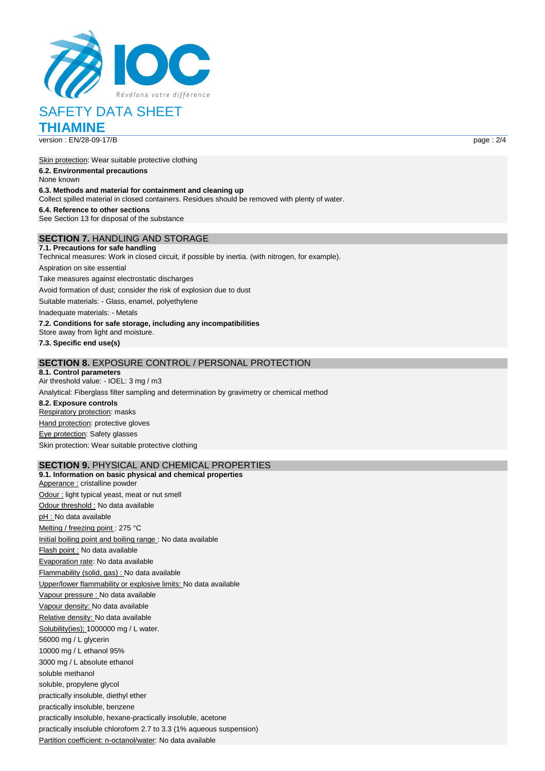Skin protection: Wear suitable protective clothing

**6.2. Environmental precautions**

None known

**6.3. Methods and material for containment and cleaning up**

Collect spilled material in closed containers. Residues should be removed with plenty of water.

**6.4. Reference to other sections**

See Section 13 for disposal of the substance

## SECTION 7. HANDLING AND STORAGE

**7.1. Precautions for safe handling**

Technical measures: Work in closed circuit, if possible by inertia. (with nitrogen, for example).

Aspiration on site essential

Take measures against electrostatic discharges

Avoid formation of dust; consider the risk of explosion due to dust

Suitable materials: - Glass, enamel, polyethylene

Inadequate materials: - Metals

**7.2. Conditions for safe storage, including any incompatibilities**

Store away from light and moisture.

**7.3. Specific end use(s)**

## SECTION 8. EXPOSURE CONTROL / PERSONAL PROTECTION

**8.1. Control parameters**

Air threshold value: - IOEL: 3 mg / m3

Analytical: Fiberglass filter sampling and determination by gravimetry or chemical method

**8.2. Exposure controls**

Respiratory protection: masks

Hand protection: protective gloves

Eye protection: Safety glasses

Skin protection: Wear suitable protective clothing

## SECTION 9. PHYSICAL AND CHEMICAL PROPERTIES

**9.1. Information on basic physical and chemical properties**

Apperance : cristalline powder

Odour : light typical yeast, meat or nut smell

Odour threshold : No data available

pH : No data available

Melting / freezing point : 275 °C

Initial boiling point and boiling range : No data available

Flash point : No data available

Evaporation rate: No data available

Flammability (solid, gas) : No data available

Upper/lower flammability or explosive limits: No data available

Vapour pressure : No data available

Vapour density: No data available

Relative density: No data available

Solubility(ies); 1000000 mg / L water.

56000 mg / L glycerin

10000 mg / L ethanol 95%

3000 mg / L absolute ethanol

soluble methanol

soluble, propylene glycol

practically insoluble, diethyl ether

practically insoluble, benzene

practically insoluble, hexane-practically insoluble, acetone

practically insoluble chloroform 2.7 to 3.3 (1% aqueous suspension)

Partition coefficient: n-octanol/water: No data available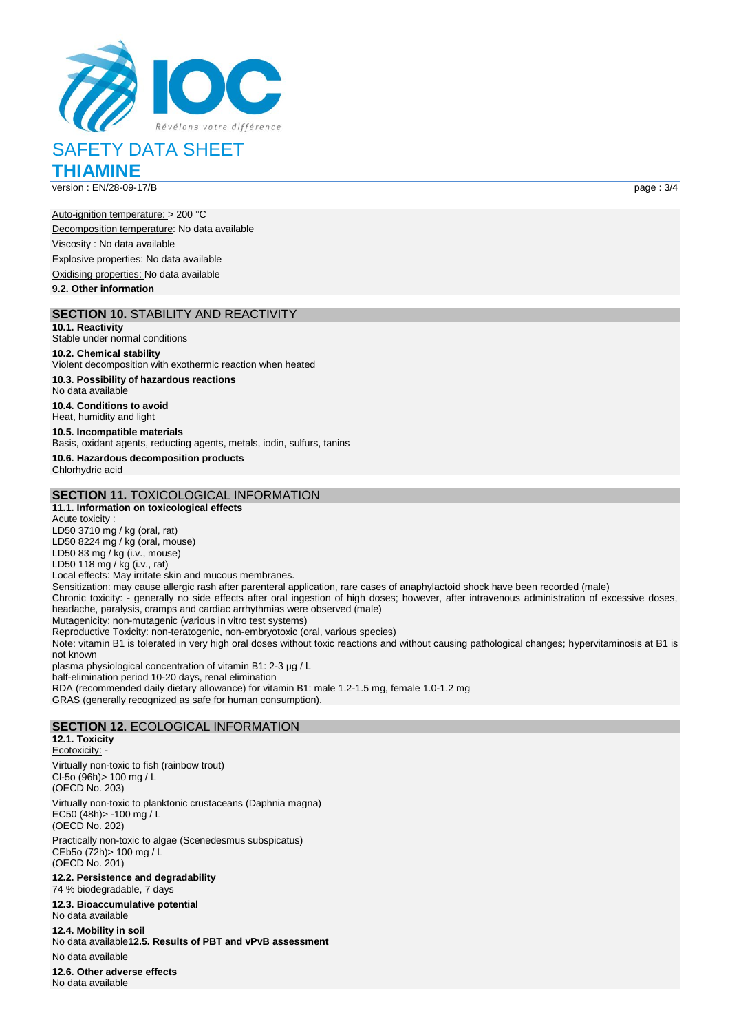Auto-ignition temperature: > 200 °C

Decomposition temperature: No data available

Viscosity : No data available

Explosive properties: No data available

Oxidising properties: No data available

**9.2. Other information**

## SECTION 10. STABILITY AND REACTIVITY

**10.1. Reactivity**
Stable under normal conditions

**10.2. Chemical stability**
Violent decomposition with exothermic reaction when heated

**10.3. Possibility of hazardous reactions**
No data available

**10.4. Conditions to avoid**
Heat, humidity and light

**10.5. Incompatible materials**
Basis, oxidant agents, reducting agents, metals, iodin, sulfurs, tanins

**10.6. Hazardous decomposition products**
Chlorhydric acid

## SECTION 11. TOXICOLOGICAL INFORMATION

**11.1. Information on toxicological effects**
Acute toxicity :
LD50 3710 mg / kg (oral, rat)
LD50 8224 mg / kg (oral, mouse)
LD50 83 mg / kg (i.v., mouse)
LD50 118 mg / kg (i.v., rat)
Local effects: May irritate skin and mucous membranes.
Sensitization: may cause allergic rash after parenteral application, rare cases of anaphylactoid shock have been recorded (male)
Chronic toxicity: - generally no side effects after oral ingestion of high doses; however, after intravenous administration of excessive doses, headache, paralysis, cramps and cardiac arrhythmias were observed (male)
Mutagenicity: non-mutagenic (various in vitro test systems)
Reproductive Toxicity: non-teratogenic, non-embryotoxic (oral, various species)
Note: vitamin B1 is tolerated in very high oral doses without toxic reactions and without causing pathological changes; hypervitaminosis at B1 is not known
plasma physiological concentration of vitamin B1: 2-3 µg / L
half-elimination period 10-20 days, renal elimination
RDA (recommended daily dietary allowance) for vitamin B1: male 1.2-1.5 mg, female 1.0-1.2 mg
GRAS (generally recognized as safe for human consumption).

## SECTION 12. ECOLOGICAL INFORMATION

**12.1. Toxicity**
Ecotoxicity: -

Virtually non-toxic to fish (rainbow trout)
Cl-5o (96h)> 100 mg / L
(OECD No. 203)

Virtually non-toxic to planktonic crustaceans (Daphnia magna)
EC50 (48h)> -100 mg / L
(OECD No. 202)

Practically non-toxic to algae (Scenedesmus subspicatus)
CEb5o (72h)> 100 mg / L
(OECD No. 201)

**12.2. Persistence and degradability**
74 % biodegradable, 7 days

**12.3. Bioaccumulative potential**
No data available

**12.4. Mobility in soil**
No data available

**12.5. Results of PBT and vPvB assessment**

No data available

**12.6. Other adverse effects**
No data available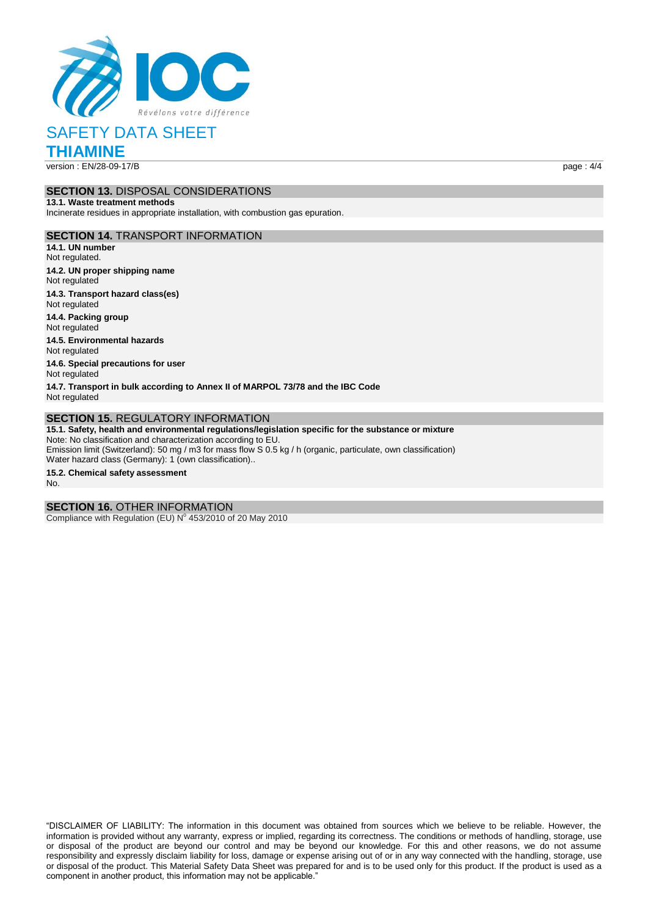## SECTION 13. DISPOSAL CONSIDERATIONS

**13.1. Waste treatment methods**

Incinerate residues in appropriate installation, with combustion gas epuration.

## SECTION 14. TRANSPORT INFORMATION

**14.1. UN number**

Not regulated.

**14.2. UN proper shipping name**

Not regulated

**14.3. Transport hazard class(es)**

Not regulated

**14.4. Packing group**

Not regulated

**14.5. Environmental hazards**

Not regulated

**14.6. Special precautions for user**

Not regulated

**14.7. Transport in bulk according to Annex II of MARPOL 73/78 and the IBC Code**

Not regulated

## SECTION 15. REGULATORY INFORMATION

**15.1. Safety, health and environmental regulations/legislation specific for the substance or mixture**

Note: No classification and characterization according to EU.
Emission limit (Switzerland): 50 mg / m3 for mass flow S 0.5 kg / h (organic, particulate, own classification)
Water hazard class (Germany): 1 (own classification)..

**15.2. Chemical safety assessment**

No.

## SECTION 16. OTHER INFORMATION

Compliance with Regulation (EU) N° 453/2010 of 20 May 2010

"DISCLAIMER OF LIABILITY: The information in this document was obtained from sources which we believe to be reliable. However, the information is provided without any warranty, express or implied, regarding its correctness. The conditions or methods of handling, storage, use or disposal of the product are beyond our control and may be beyond our knowledge. For this and other reasons, we do not assume responsibility and expressly disclaim liability for loss, damage or expense arising out of or in any way connected with the handling, storage, use or disposal of the product. This Material Safety Data Sheet was prepared for and is to be used only for this product. If the product is used as a component in another product, this information may not be applicable."